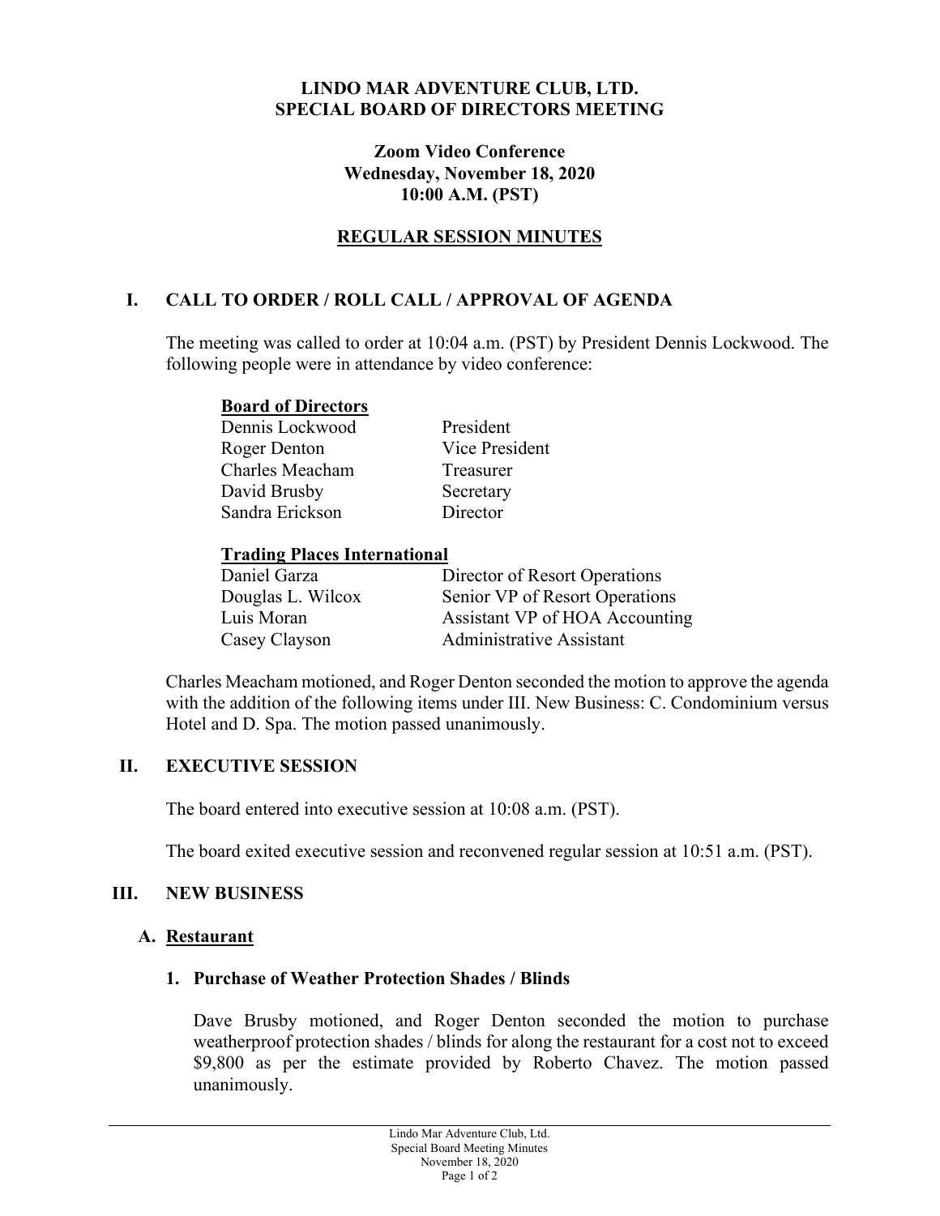**LINDO MAR ADVENTURE CLUB, LTD.**
**SPECIAL BOARD OF DIRECTORS MEETING**

**Zoom Video Conference**
**Wednesday, November 18, 2020**
**10:00 A.M. (PST)**

**REGULAR SESSION MINUTES**

## I. CALL TO ORDER / ROLL CALL / APPROVAL OF AGENDA

The meeting was called to order at 10:04 a.m. (PST) by President Dennis Lockwood. The following people were in attendance by video conference:

**Board of Directors**

| | |
|---|---|
| Dennis Lockwood | President |
| Roger Denton | Vice President |
| Charles Meacham | Treasurer |
| David Brusby | Secretary |
| Sandra Erickson | Director |

**Trading Places International**

| | |
|---|---|
| Daniel Garza | Director of Resort Operations |
| Douglas L. Wilcox | Senior VP of Resort Operations |
| Luis Moran | Assistant VP of HOA Accounting |
| Casey Clayson | Administrative Assistant |

Charles Meacham motioned, and Roger Denton seconded the motion to approve the agenda with the addition of the following items under III. New Business: C. Condominium versus Hotel and D. Spa. The motion passed unanimously.

## II. EXECUTIVE SESSION

The board entered into executive session at 10:08 a.m. (PST).

The board exited executive session and reconvened regular session at 10:51 a.m. (PST).

## III. NEW BUSINESS

### A. Restaurant

#### 1. Purchase of Weather Protection Shades / Blinds

Dave Brusby motioned, and Roger Denton seconded the motion to purchase weatherproof protection shades / blinds for along the restaurant for a cost not to exceed $9,800 as per the estimate provided by Roberto Chavez. The motion passed unanimously.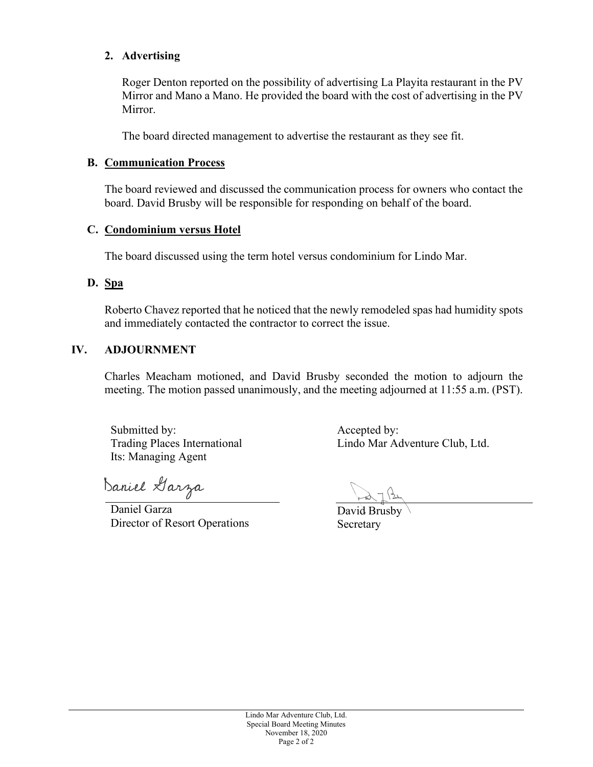**2. Advertising**

Roger Denton reported on the possibility of advertising La Playita restaurant in the PV Mirror and Mano a Mano. He provided the board with the cost of advertising in the PV Mirror.

The board directed management to advertise the restaurant as they see fit.

**B. Communication Process**

The board reviewed and discussed the communication process for owners who contact the board. David Brusby will be responsible for responding on behalf of the board.

**C. Condominium versus Hotel**

The board discussed using the term hotel versus condominium for Lindo Mar.

**D. Spa**

Roberto Chavez reported that he noticed that the newly remodeled spas had humidity spots and immediately contacted the contractor to correct the issue.

## IV. ADJOURNMENT

Charles Meacham motioned, and David Brusby seconded the motion to adjourn the meeting. The motion passed unanimously, and the meeting adjourned at 11:55 a.m. (PST).

Submitted by:
Trading Places International
Its: Managing Agent

Daniel Garza

Daniel Garza
Director of Resort Operations

Accepted by:
Lindo Mar Adventure Club, Ltd.

David Brusby
Secretary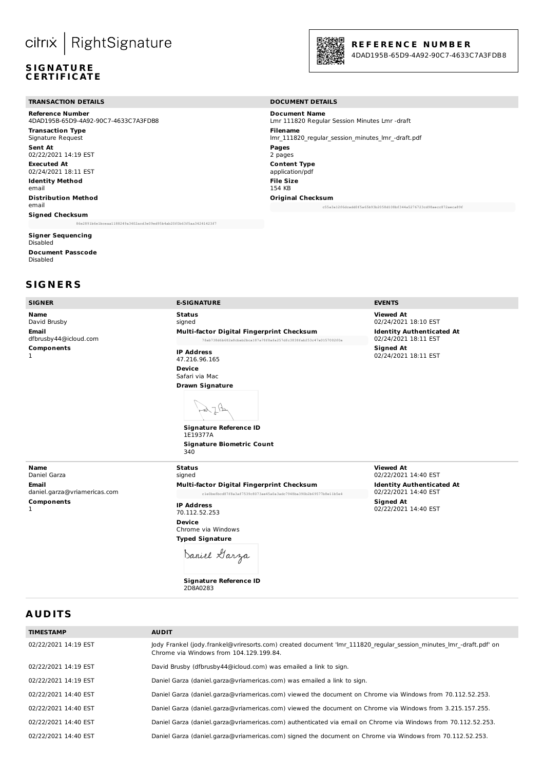citrix | RightSignature

**SIGNATURE CERTIFICATE**

**REFERENCE NUMBER**
4DAD195B-65D9-4A92-90C7-4633C7A3FDB8

## TRANSACTION DETAILS

**Reference Number**
4DAD195B-65D9-4A92-90C7-4633C7A3FDB8

**Transaction Type**
Signature Request

**Sent At**
02/22/2021 14:19 EST

**Executed At**
02/24/2021 18:11 EST

**Identity Method**
email

**Distribution Method**
email

**Signed Checksum**
86e2891b6e1bceaa1188249a3402acd3e09ed95b4ab20f0b63f5aa34241423f7

**Signer Sequencing**
Disabled

**Document Passcode**
Disabled

## DOCUMENT DETAILS

**Document Name**
Lmr 111820 Regular Session Minutes Lmr -draft

**Filename**
lmr_111820_regular_session_minutes_lmr_-draft.pdf

**Pages**
2 pages

**Content Type**
application/pdf

**File Size**
154 KB

**Original Checksum**
c55a3a12f6dcadd0f5a65b93b2058d108bf344a5276723cd98aecc872aeca89f

# SIGNERS

| SIGNER | E-SIGNATURE | EVENTS |
| --- | --- | --- |
| **Name** David Brusby<br>**Email** dfbrusby44@icloud.com<br>**Components** 1 | **Status** signed<br>**Multi-factor Digital Fingerprint Checksum** 78ab738d6b682a8cbab2bca187a78f8afa257dfc3838fab253c47a0157002f0a<br>**IP Address** 47.216.96.165<br>**Device** Safari via Mac<br>**Drawn Signature**<br>**Signature Reference ID** 1E19377A<br>**Signature Biometric Count** 340 | **Viewed At** 02/24/2021 18:10 EST<br>**Identity Authenticated At** 02/24/2021 18:11 EST<br>**Signed At** 02/24/2021 18:11 EST |
| **Name** Daniel Garza<br>**Email** daniel.garza@vriamericas.com<br>**Components** 1 | **Status** signed<br>**Multi-factor Digital Fingerprint Checksum** c1e0befbcd87f8a3af7539c8073ae45a0a3adc7948ba390b2b69577b8e11b5e4<br>**IP Address** 70.112.52.253<br>**Device** Chrome via Windows<br>**Typed Signature** Daniel Garza<br>**Signature Reference ID** 2D8A0283 | **Viewed At** 02/22/2021 14:40 EST<br>**Identity Authenticated At** 02/22/2021 14:40 EST<br>**Signed At** 02/22/2021 14:40 EST |

# AUDITS

| TIMESTAMP | AUDIT |
| --- | --- |
| 02/22/2021 14:19 EST | Jody Frankel (jody.frankel@vriresorts.com) created document 'lmr_111820_regular_session_minutes_lmr_-draft.pdf' on Chrome via Windows from 104.129.199.84. |
| 02/22/2021 14:19 EST | David Brusby (dfbrusby44@icloud.com) was emailed a link to sign. |
| 02/22/2021 14:19 EST | Daniel Garza (daniel.garza@vriamericas.com) was emailed a link to sign. |
| 02/22/2021 14:40 EST | Daniel Garza (daniel.garza@vriamericas.com) viewed the document on Chrome via Windows from 70.112.52.253. |
| 02/22/2021 14:40 EST | Daniel Garza (daniel.garza@vriamericas.com) viewed the document on Chrome via Windows from 3.215.157.255. |
| 02/22/2021 14:40 EST | Daniel Garza (daniel.garza@vriamericas.com) authenticated via email on Chrome via Windows from 70.112.52.253. |
| 02/22/2021 14:40 EST | Daniel Garza (daniel.garza@vriamericas.com) signed the document on Chrome via Windows from 70.112.52.253. |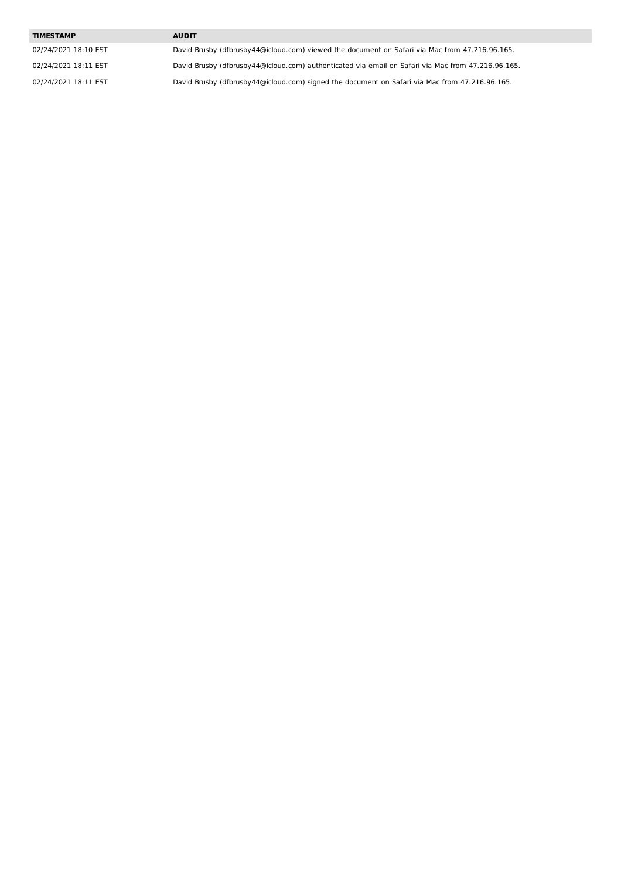| TIMESTAMP | AUDIT |
| --- | --- |
| 02/24/2021 18:10 EST | David Brusby (dfbrusby44@icloud.com) viewed the document on Safari via Mac from 47.216.96.165. |
| 02/24/2021 18:11 EST | David Brusby (dfbrusby44@icloud.com) authenticated via email on Safari via Mac from 47.216.96.165. |
| 02/24/2021 18:11 EST | David Brusby (dfbrusby44@icloud.com) signed the document on Safari via Mac from 47.216.96.165. |